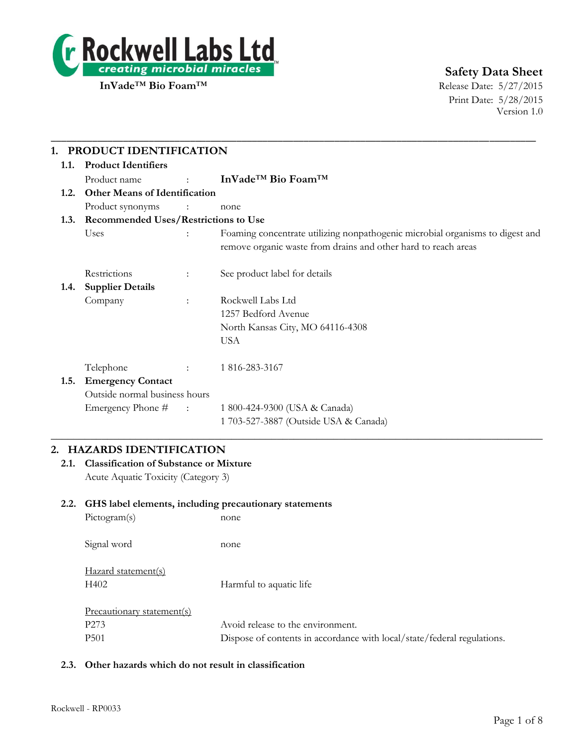Rockwell Labs Ltd
creating microbial miracles™

**InVade™ Bio Foam™**

# Safety Data Sheet

Release Date: 5/27/2015
Print Date: 5/28/2015
Version 1.0

## 1. PRODUCT IDENTIFICATION

### 1.1. Product Identifiers

Product name : **InVade™ Bio Foam™**

### 1.2. Other Means of Identification

Product synonyms : none

### 1.3. Recommended Uses/Restrictions to Use

Uses : Foaming concentrate utilizing nonpathogenic microbial organisms to digest and remove organic waste from drains and other hard to reach areas

Restrictions : See product label for details

### 1.4. Supplier Details

Company : Rockwell Labs Ltd
1257 Bedford Avenue
North Kansas City, MO 64116-4308
USA

Telephone : 1 816-283-3167

### 1.5. Emergency Contact

Outside normal business hours

Emergency Phone # : 1 800-424-9300 (USA & Canada)
1 703-527-3887 (Outside USA & Canada)

## 2. HAZARDS IDENTIFICATION

### 2.1. Classification of Substance or Mixture

Acute Aquatic Toxicity (Category 3)

### 2.2. GHS label elements, including precautionary statements

Pictogram(s) none

Signal word none

Hazard statement(s)

H402 Harmful to aquatic life

Precautionary statement(s)

P273 Avoid release to the environment.

P501 Dispose of contents in accordance with local/state/federal regulations.

### 2.3. Other hazards which do not result in classification

Rockwell - RP0033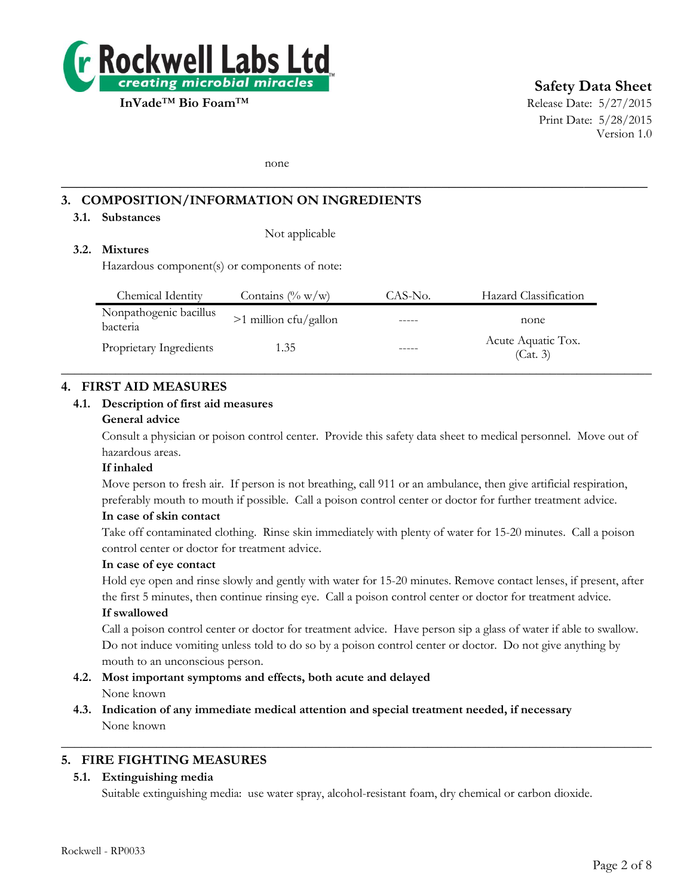none

## 3. COMPOSITION/INFORMATION ON INGREDIENTS

### 3.1. Substances

Not applicable

### 3.2. Mixtures

Hazardous component(s) or components of note:

| Chemical Identity | Contains (% w/w) | CAS-No. | Hazard Classification |
|---|---|---|---|
| Nonpathogenic bacillus bacteria | >1 million cfu/gallon | ----- | none |
| Proprietary Ingredients | 1.35 | ----- | Acute Aquatic Tox. (Cat. 3) |

## 4. FIRST AID MEASURES

### 4.1. Description of first aid measures

**General advice**

Consult a physician or poison control center. Provide this safety data sheet to medical personnel. Move out of hazardous areas.

**If inhaled**

Move person to fresh air. If person is not breathing, call 911 or an ambulance, then give artificial respiration, preferably mouth to mouth if possible. Call a poison control center or doctor for further treatment advice.

**In case of skin contact**

Take off contaminated clothing. Rinse skin immediately with plenty of water for 15-20 minutes. Call a poison control center or doctor for treatment advice.

**In case of eye contact**

Hold eye open and rinse slowly and gently with water for 15-20 minutes. Remove contact lenses, if present, after the first 5 minutes, then continue rinsing eye. Call a poison control center or doctor for treatment advice.

**If swallowed**

Call a poison control center or doctor for treatment advice. Have person sip a glass of water if able to swallow. Do not induce vomiting unless told to do so by a poison control center or doctor. Do not give anything by mouth to an unconscious person.

### 4.2. Most important symptoms and effects, both acute and delayed

None known

### 4.3. Indication of any immediate medical attention and special treatment needed, if necessary

None known

## 5. FIRE FIGHTING MEASURES

### 5.1. Extinguishing media

Suitable extinguishing media: use water spray, alcohol-resistant foam, dry chemical or carbon dioxide.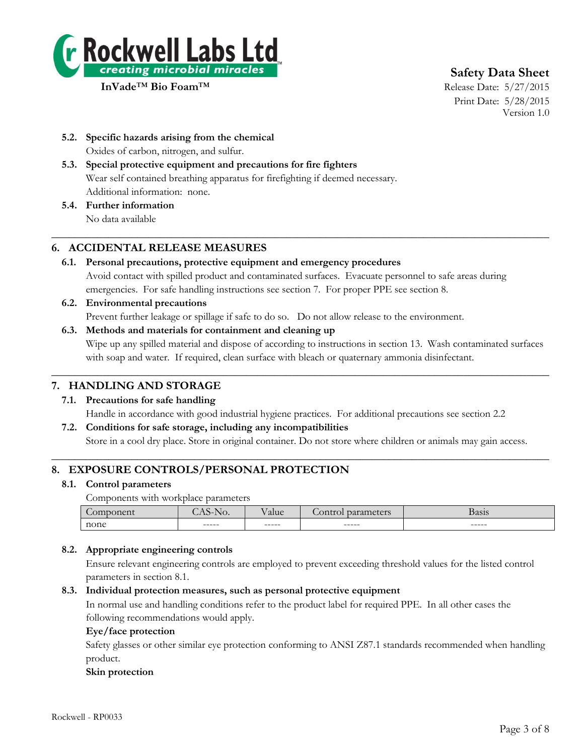### 5.2. Specific hazards arising from the chemical

Oxides of carbon, nitrogen, and sulfur.

### 5.3. Special protective equipment and precautions for fire fighters

Wear self contained breathing apparatus for firefighting if deemed necessary.

Additional information: none.

### 5.4. Further information

No data available

## 6. ACCIDENTAL RELEASE MEASURES

### 6.1. Personal precautions, protective equipment and emergency procedures

Avoid contact with spilled product and contaminated surfaces. Evacuate personnel to safe areas during emergencies. For safe handling instructions see section 7. For proper PPE see section 8.

### 6.2. Environmental precautions

Prevent further leakage or spillage if safe to do so. Do not allow release to the environment.

### 6.3. Methods and materials for containment and cleaning up

Wipe up any spilled material and dispose of according to instructions in section 13. Wash contaminated surfaces with soap and water. If required, clean surface with bleach or quaternary ammonia disinfectant.

## 7. HANDLING AND STORAGE

### 7.1. Precautions for safe handling

Handle in accordance with good industrial hygiene practices. For additional precautions see section 2.2

### 7.2. Conditions for safe storage, including any incompatibilities

Store in a cool dry place. Store in original container. Do not store where children or animals may gain access.

## 8. EXPOSURE CONTROLS/PERSONAL PROTECTION

### 8.1. Control parameters

Components with workplace parameters

| Component | CAS-No. | Value | Control parameters | Basis |
|---|---|---|---|---|
| none | ----- | ----- | ----- | ----- |

### 8.2. Appropriate engineering controls

Ensure relevant engineering controls are employed to prevent exceeding threshold values for the listed control parameters in section 8.1.

### 8.3. Individual protection measures, such as personal protective equipment

In normal use and handling conditions refer to the product label for required PPE. In all other cases the following recommendations would apply.

**Eye/face protection**

Safety glasses or other similar eye protection conforming to ANSI Z87.1 standards recommended when handling product.

**Skin protection**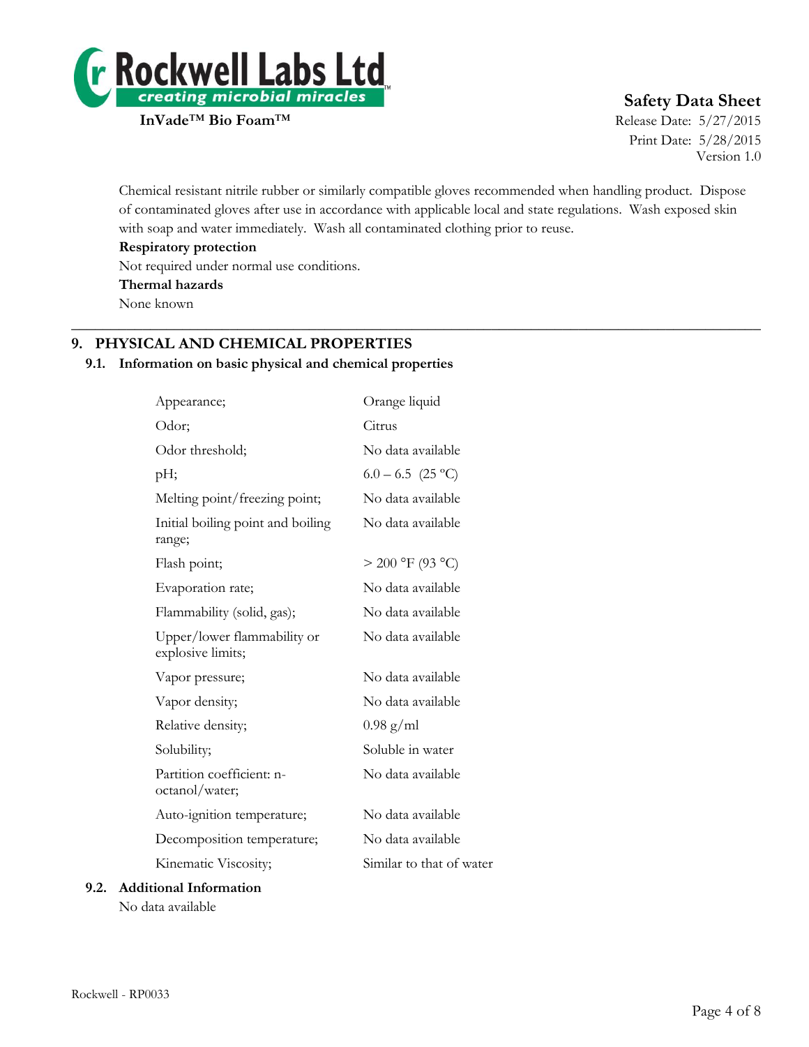Chemical resistant nitrile rubber or similarly compatible gloves recommended when handling product. Dispose of contaminated gloves after use in accordance with applicable local and state regulations. Wash exposed skin with soap and water immediately. Wash all contaminated clothing prior to reuse.

**Respiratory protection**

Not required under normal use conditions.

**Thermal hazards**

None known

## 9. PHYSICAL AND CHEMICAL PROPERTIES

### 9.1. Information on basic physical and chemical properties

| | |
|---|---|
| Appearance; | Orange liquid |
| Odor; | Citrus |
| Odor threshold; | No data available |
| pH; | 6.0 – 6.5 (25 ºC) |
| Melting point/freezing point; | No data available |
| Initial boiling point and boiling range; | No data available |
| Flash point; | > 200 °F (93 °C) |
| Evaporation rate; | No data available |
| Flammability (solid, gas); | No data available |
| Upper/lower flammability or explosive limits; | No data available |
| Vapor pressure; | No data available |
| Vapor density; | No data available |
| Relative density; | 0.98 g/ml |
| Solubility; | Soluble in water |
| Partition coefficient: n-octanol/water; | No data available |
| Auto-ignition temperature; | No data available |
| Decomposition temperature; | No data available |
| Kinematic Viscosity; | Similar to that of water |

### 9.2. Additional Information

No data available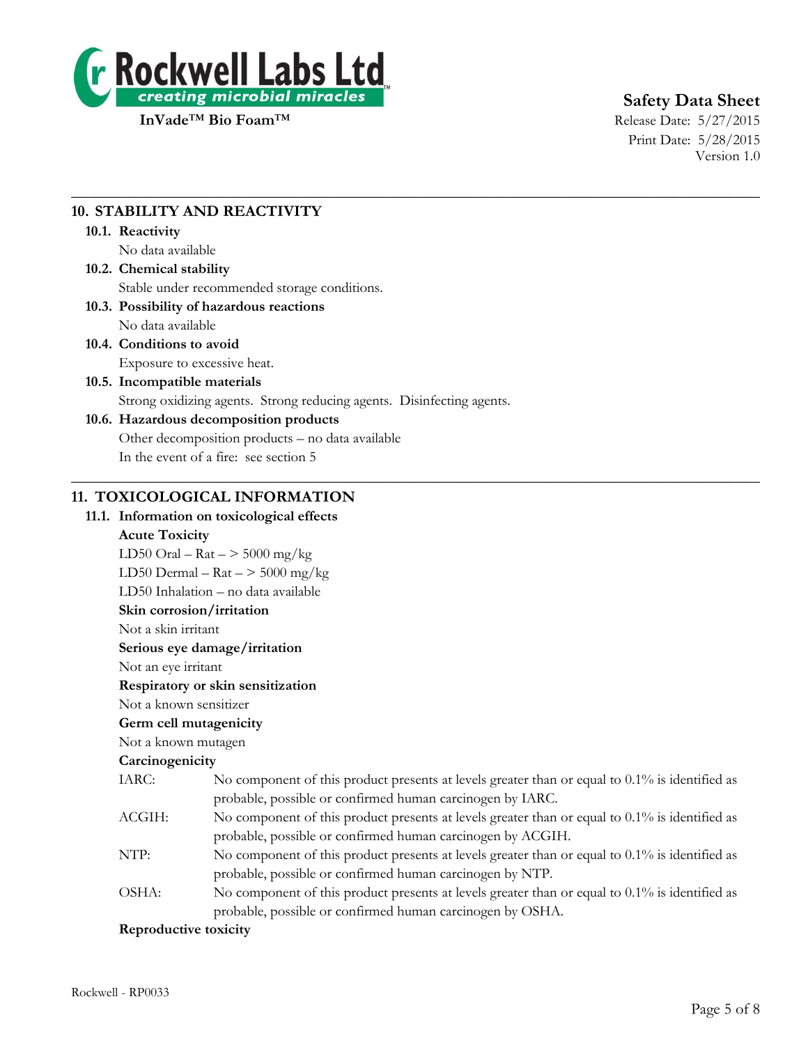## 10. STABILITY AND REACTIVITY

### 10.1. Reactivity

No data available

### 10.2. Chemical stability

Stable under recommended storage conditions.

### 10.3. Possibility of hazardous reactions

No data available

### 10.4. Conditions to avoid

Exposure to excessive heat.

### 10.5. Incompatible materials

Strong oxidizing agents. Strong reducing agents. Disinfecting agents.

### 10.6. Hazardous decomposition products

Other decomposition products – no data available

In the event of a fire: see section 5

## 11. TOXICOLOGICAL INFORMATION

### 11.1. Information on toxicological effects

**Acute Toxicity**

LD50 Oral – Rat – > 5000 mg/kg

LD50 Dermal – Rat – > 5000 mg/kg

LD50 Inhalation – no data available

**Skin corrosion/irritation**

Not a skin irritant

**Serious eye damage/irritation**

Not an eye irritant

**Respiratory or skin sensitization**

Not a known sensitizer

**Germ cell mutagenicity**

Not a known mutagen

**Carcinogenicity**

| | |
|---|---|
| IARC: | No component of this product presents at levels greater than or equal to 0.1% is identified as probable, possible or confirmed human carcinogen by IARC. |
| ACGIH: | No component of this product presents at levels greater than or equal to 0.1% is identified as probable, possible or confirmed human carcinogen by ACGIH. |
| NTP: | No component of this product presents at levels greater than or equal to 0.1% is identified as probable, possible or confirmed human carcinogen by NTP. |
| OSHA: | No component of this product presents at levels greater than or equal to 0.1% is identified as probable, possible or confirmed human carcinogen by OSHA. |

**Reproductive toxicity**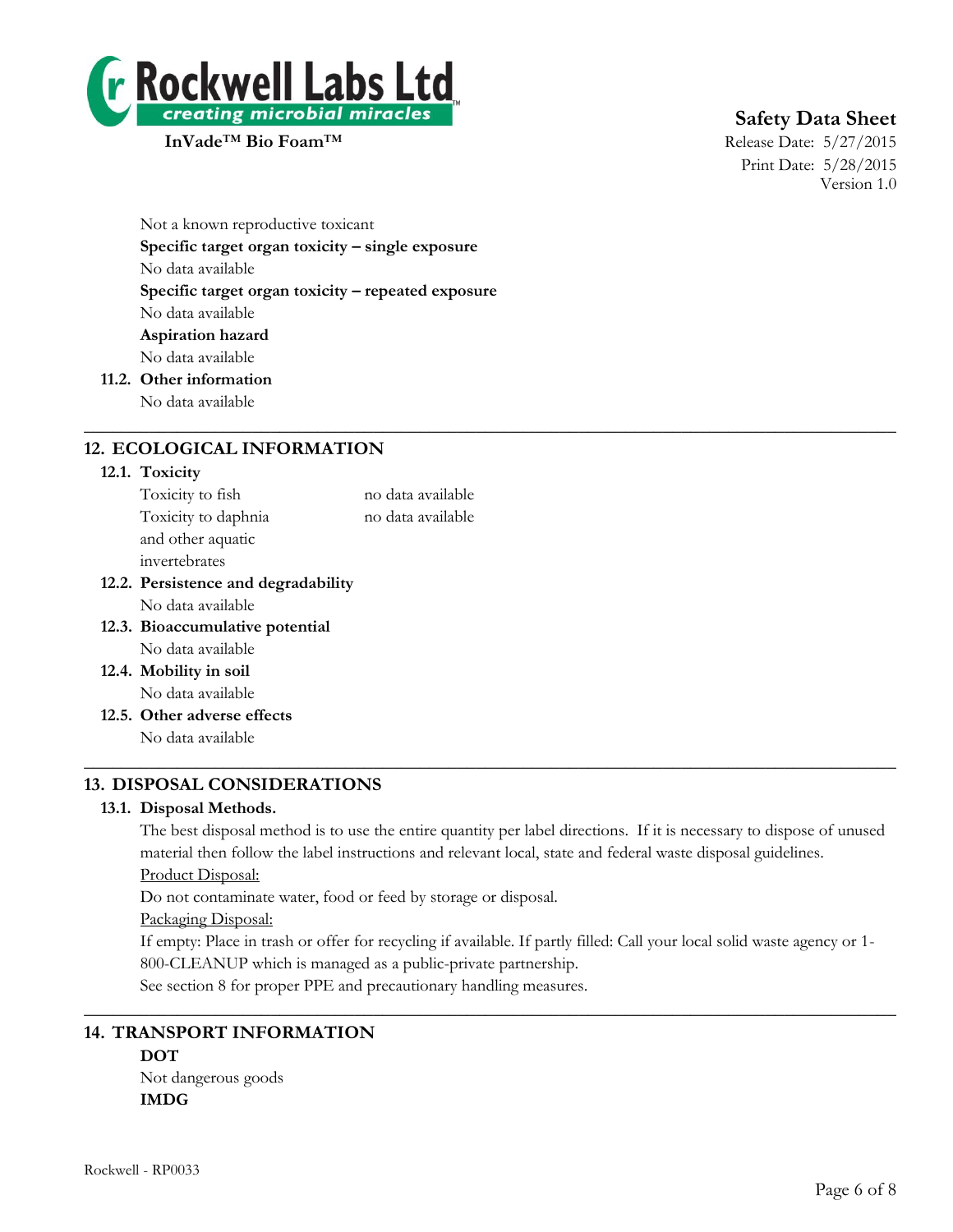Not a known reproductive toxicant

**Specific target organ toxicity – single exposure**

No data available

**Specific target organ toxicity – repeated exposure**

No data available

**Aspiration hazard**

No data available

**11.2. Other information**

No data available

## 12. ECOLOGICAL INFORMATION

**12.1. Toxicity**

| | |
|---|---|
| Toxicity to fish | no data available |
| Toxicity to daphnia and other aquatic invertebrates | no data available |

**12.2. Persistence and degradability**

No data available

**12.3. Bioaccumulative potential**

No data available

**12.4. Mobility in soil**

No data available

**12.5. Other adverse effects**

No data available

## 13. DISPOSAL CONSIDERATIONS

**13.1. Disposal Methods.**

The best disposal method is to use the entire quantity per label directions. If it is necessary to dispose of unused material then follow the label instructions and relevant local, state and federal waste disposal guidelines.

Product Disposal:

Do not contaminate water, food or feed by storage or disposal.

Packaging Disposal:

If empty: Place in trash or offer for recycling if available. If partly filled: Call your local solid waste agency or 1-800-CLEANUP which is managed as a public-private partnership.

See section 8 for proper PPE and precautionary handling measures.

## 14. TRANSPORT INFORMATION

**DOT**

Not dangerous goods

**IMDG**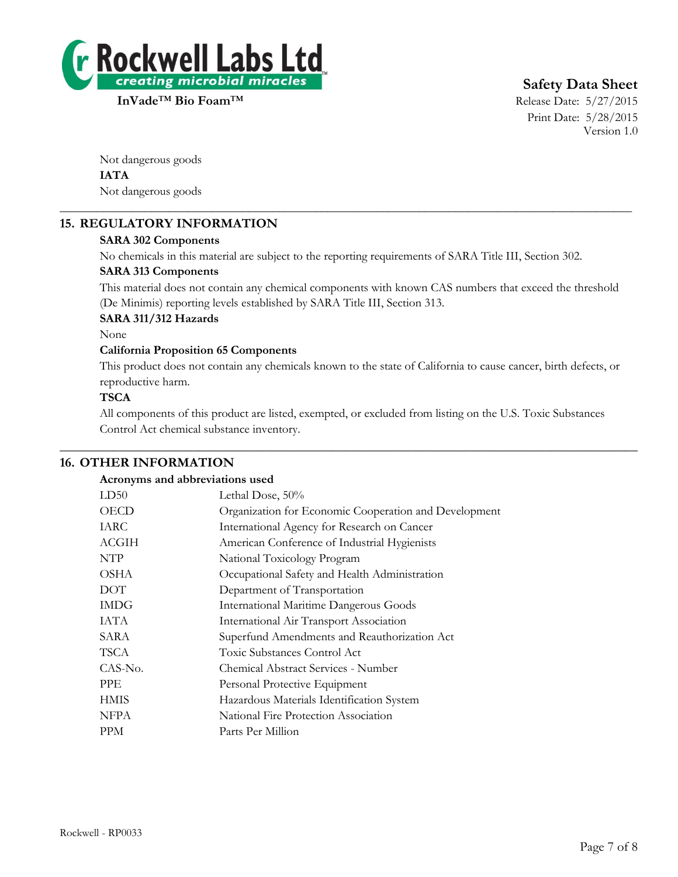Not dangerous goods

**IATA**

Not dangerous goods

## 15. REGULATORY INFORMATION

**SARA 302 Components**

No chemicals in this material are subject to the reporting requirements of SARA Title III, Section 302.

**SARA 313 Components**

This material does not contain any chemical components with known CAS numbers that exceed the threshold (De Minimis) reporting levels established by SARA Title III, Section 313.

**SARA 311/312 Hazards**

None

**California Proposition 65 Components**

This product does not contain any chemicals known to the state of California to cause cancer, birth defects, or reproductive harm.

**TSCA**

All components of this product are listed, exempted, or excluded from listing on the U.S. Toxic Substances Control Act chemical substance inventory.

## 16. OTHER INFORMATION

**Acronyms and abbreviations used**

| | |
|---|---|
| LD50 | Lethal Dose, 50% |
| OECD | Organization for Economic Cooperation and Development |
| IARC | International Agency for Research on Cancer |
| ACGIH | American Conference of Industrial Hygienists |
| NTP | National Toxicology Program |
| OSHA | Occupational Safety and Health Administration |
| DOT | Department of Transportation |
| IMDG | International Maritime Dangerous Goods |
| IATA | International Air Transport Association |
| SARA | Superfund Amendments and Reauthorization Act |
| TSCA | Toxic Substances Control Act |
| CAS-No. | Chemical Abstract Services - Number |
| PPE | Personal Protective Equipment |
| HMIS | Hazardous Materials Identification System |
| NFPA | National Fire Protection Association |
| PPM | Parts Per Million |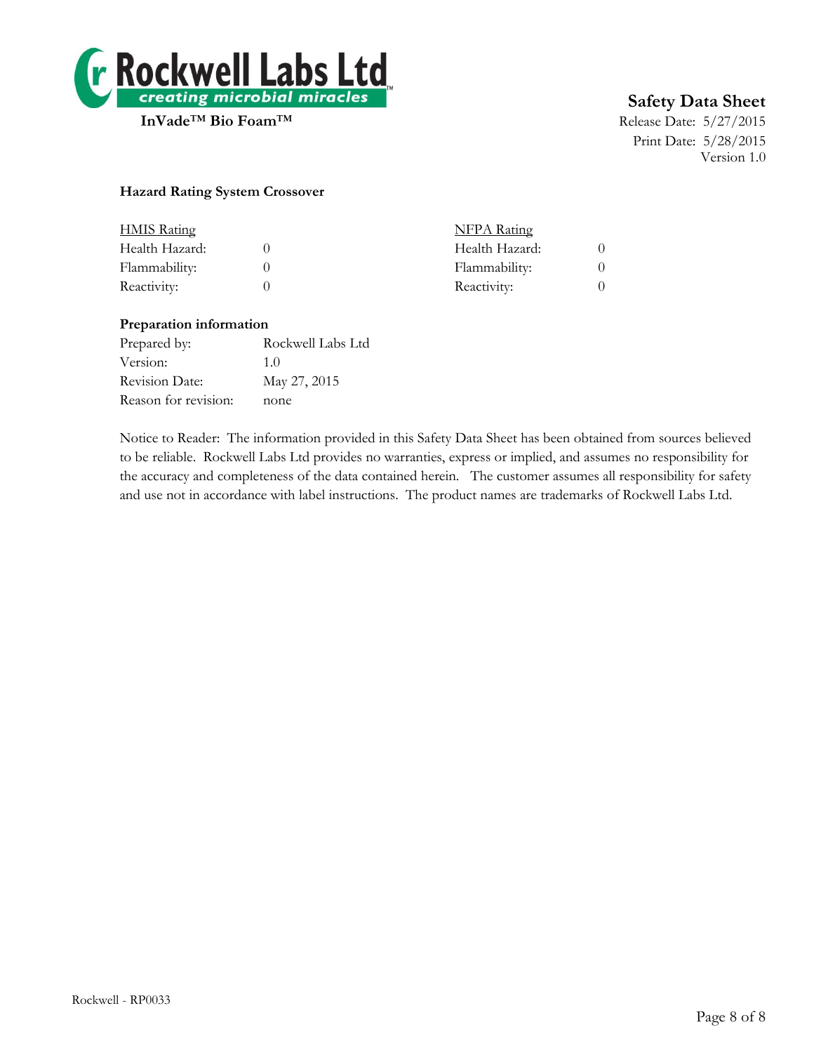### Hazard Rating System Crossover

| HMIS Rating | | NFPA Rating | |
|---|---|---|---|
| Health Hazard: | 0 | Health Hazard: | 0 |
| Flammability: | 0 | Flammability: | 0 |
| Reactivity: | 0 | Reactivity: | 0 |

### Preparation information

| | |
|---|---|
| Prepared by: | Rockwell Labs Ltd |
| Version: | 1.0 |
| Revision Date: | May 27, 2015 |
| Reason for revision: | none |

Notice to Reader: The information provided in this Safety Data Sheet has been obtained from sources believed to be reliable. Rockwell Labs Ltd provides no warranties, express or implied, and assumes no responsibility for the accuracy and completeness of the data contained herein. The customer assumes all responsibility for safety and use not in accordance with label instructions. The product names are trademarks of Rockwell Labs Ltd.